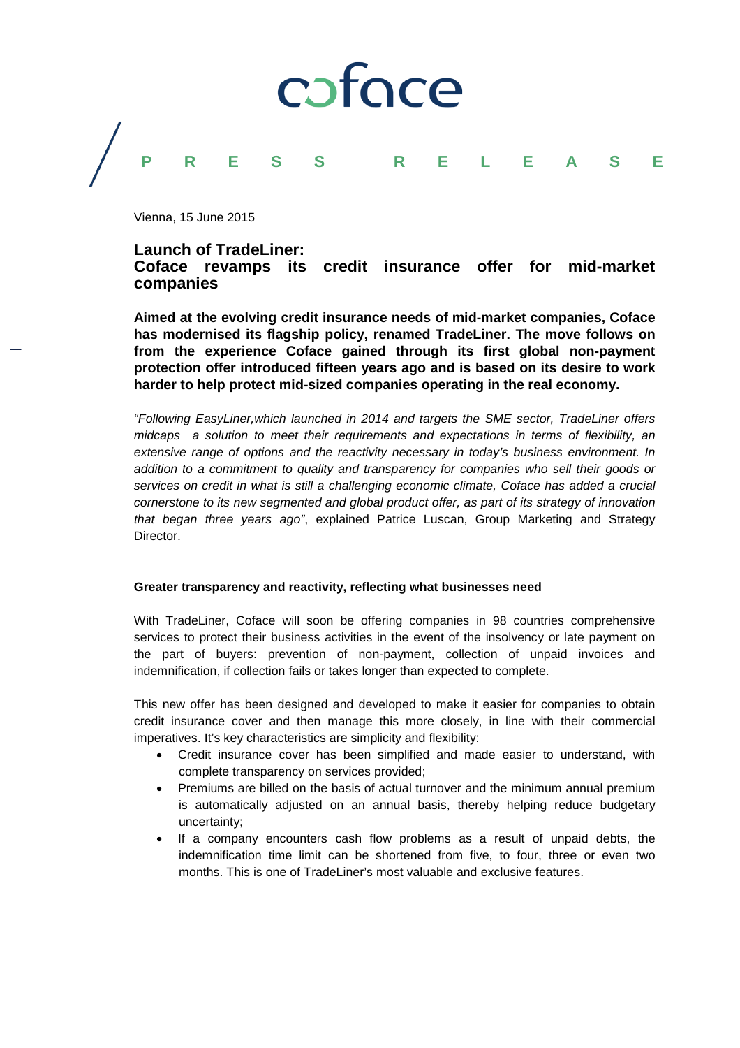coface

PRESS RELEASE

Vienna, 15 June 2015

# Launch of TradeLiner: Coface revamps its credit insurance offer for mid-market companies

**Aimed at the evolving credit insurance needs of mid-market companies, Coface has modernised its flagship policy, renamed TradeLiner. The move follows on from the experience Coface gained through its first global non-payment protection offer introduced fifteen years ago and is based on its desire to work harder to help protect mid-sized companies operating in the real economy.**

*"Following EasyLiner,which launched in 2014 and targets the SME sector, TradeLiner offers midcaps a solution to meet their requirements and expectations in terms of flexibility, an extensive range of options and the reactivity necessary in today's business environment. In addition to a commitment to quality and transparency for companies who sell their goods or services on credit in what is still a challenging economic climate, Coface has added a crucial cornerstone to its new segmented and global product offer, as part of its strategy of innovation that began three years ago"*, explained Patrice Luscan, Group Marketing and Strategy Director.

### Greater transparency and reactivity, reflecting what businesses need

With TradeLiner, Coface will soon be offering companies in 98 countries comprehensive services to protect their business activities in the event of the insolvency or late payment on the part of buyers: prevention of non-payment, collection of unpaid invoices and indemnification, if collection fails or takes longer than expected to complete.

This new offer has been designed and developed to make it easier for companies to obtain credit insurance cover and then manage this more closely, in line with their commercial imperatives. It's key characteristics are simplicity and flexibility:

- Credit insurance cover has been simplified and made easier to understand, with complete transparency on services provided;
- Premiums are billed on the basis of actual turnover and the minimum annual premium is automatically adjusted on an annual basis, thereby helping reduce budgetary uncertainty;
- If a company encounters cash flow problems as a result of unpaid debts, the indemnification time limit can be shortened from five, to four, three or even two months. This is one of TradeLiner's most valuable and exclusive features.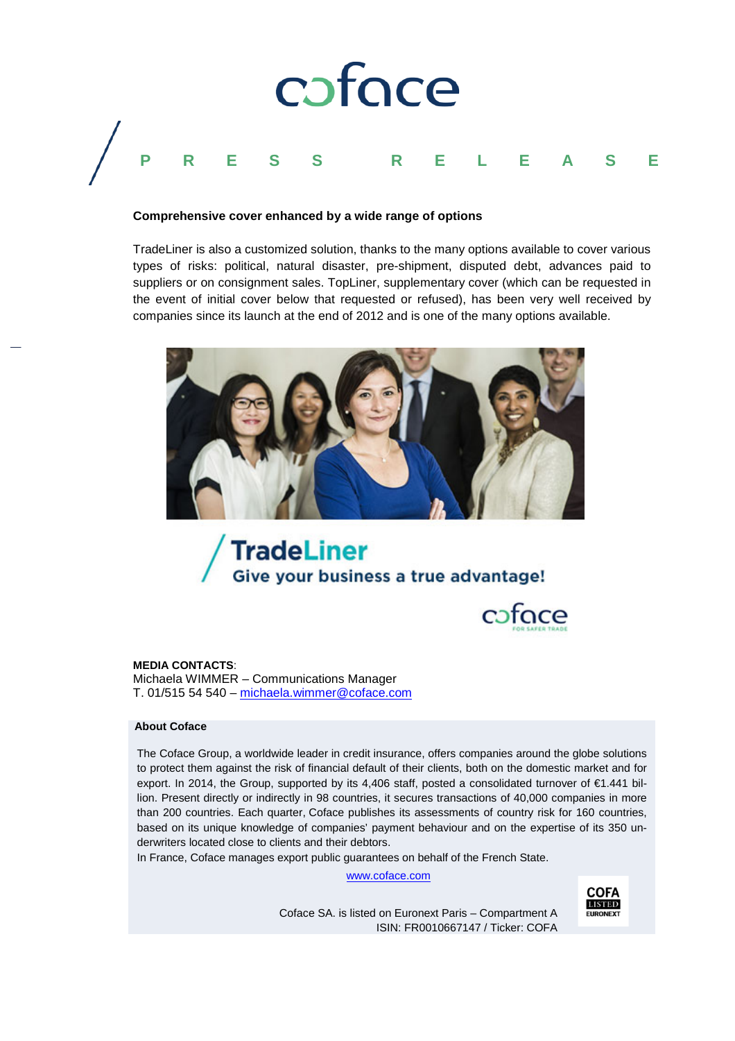**Comprehensive cover enhanced by a wide range of options**

TradeLiner is also a customized solution, thanks to the many options available to cover various types of risks: political, natural disaster, pre-shipment, disputed debt, advances paid to suppliers or on consignment sales. TopLiner, supplementary cover (which can be requested in the event of initial cover below that requested or refused), has been very well received by companies since its launch at the end of 2012 and is one of the many options available.

**MEDIA CONTACTS**:
Michaela WIMMER – Communications Manager
T. 01/515 54 540 – michaela.wimmer@coface.com

**About Coface**

The Coface Group, a worldwide leader in credit insurance, offers companies around the globe solutions to protect them against the risk of financial default of their clients, both on the domestic market and for export. In 2014, the Group, supported by its 4,406 staff, posted a consolidated turnover of €1.441 billion. Present directly or indirectly in 98 countries, it secures transactions of 40,000 companies in more than 200 countries. Each quarter, Coface publishes its assessments of country risk for 160 countries, based on its unique knowledge of companies' payment behaviour and on the expertise of its 350 underwriters located close to clients and their debtors.
In France, Coface manages export public guarantees on behalf of the French State.

www.coface.com

Coface SA. is listed on Euronext Paris – Compartment A
ISIN: FR0010667147 / Ticker: COFA